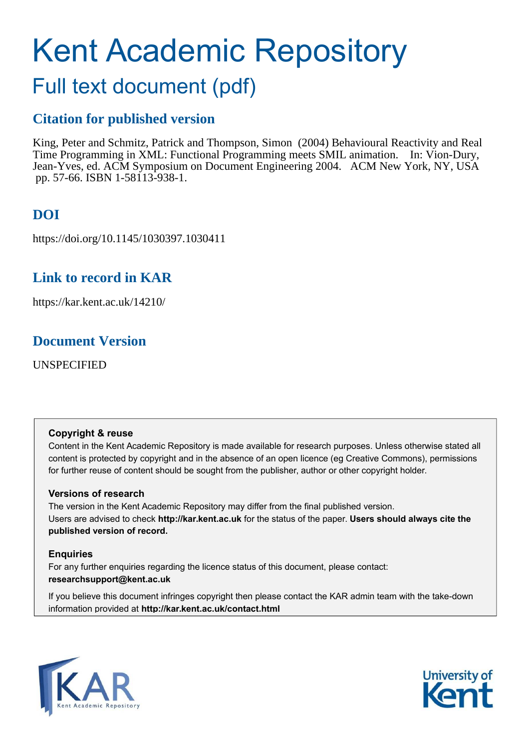# Kent Academic Repository

## Full text document (pdf)

### Citation for published version

King, Peter and Schmitz, Patrick and Thompson, Simon (2004) Behavioural Reactivity and Real Time Programming in XML: Functional Programming meets SMIL animation. In: Vion-Dury, Jean-Yves, ed. ACM Symposium on Document Engineering 2004. ACM New York, NY, USA pp. 57-66. ISBN 1-58113-938-1.

### DOI

https://doi.org/10.1145/1030397.1030411

### Link to record in KAR

https://kar.kent.ac.uk/14210/

### Document Version

UNSPECIFIED

**Copyright & reuse**

Content in the Kent Academic Repository is made available for research purposes. Unless otherwise stated all content is protected by copyright and in the absence of an open licence (eg Creative Commons), permissions for further reuse of content should be sought from the publisher, author or other copyright holder.

**Versions of research**

The version in the Kent Academic Repository may differ from the final published version. Users are advised to check **http://kar.kent.ac.uk** for the status of the paper. **Users should always cite the published version of record.**

**Enquiries**

For any further enquiries regarding the licence status of this document, please contact: **researchsupport@kent.ac.uk**

If you believe this document infringes copyright then please contact the KAR admin team with the take-down information provided at **http://kar.kent.ac.uk/contact.html**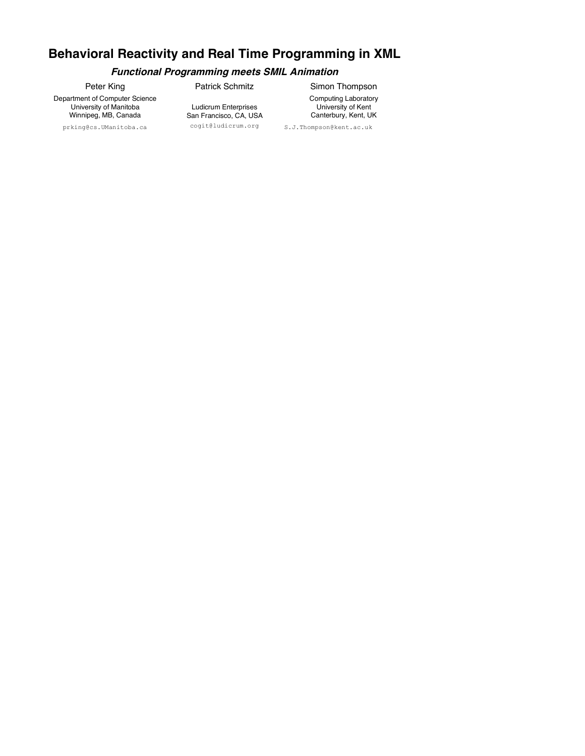# Behavioral Reactivity and Real Time Programming in XML

### *Functional Programming meets SMIL Animation*

Peter King
Department of Computer Science
University of Manitoba
Winnipeg, MB, Canada
prking@cs.UManitoba.ca

Patrick Schmitz
Ludicrum Enterprises
San Francisco, CA, USA
cogit@ludicrum.org

Simon Thompson
Computing Laboratory
University of Kent
Canterbury, Kent, UK
S.J.Thompson@kent.ac.uk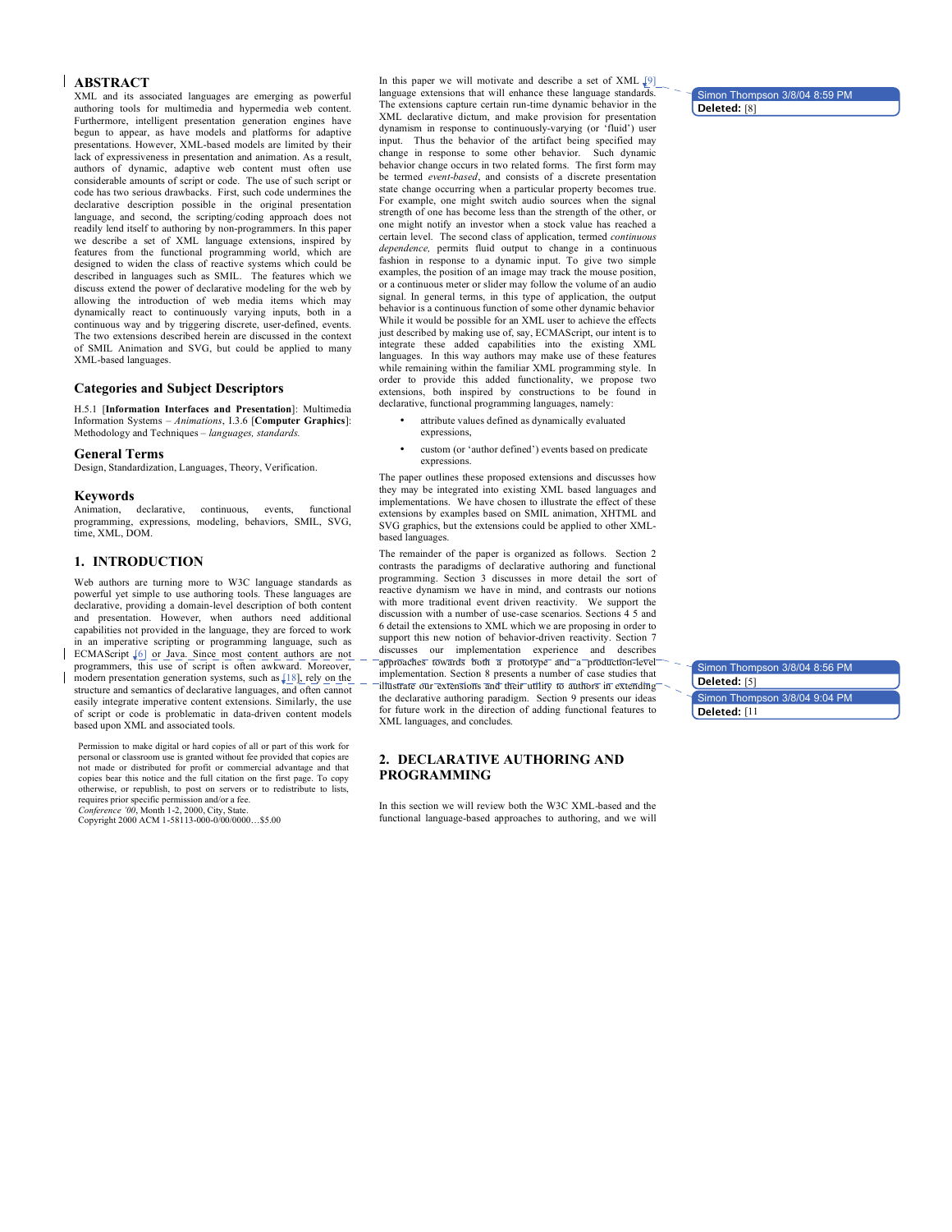## ABSTRACT

XML and its associated languages are emerging as powerful authoring tools for multimedia and hypermedia web content. Furthermore, intelligent presentation generation engines have begun to appear, as have models and platforms for adaptive presentations. However, XML-based models are limited by their lack of expressiveness in presentation and animation. As a result, authors of dynamic, adaptive web content must often use considerable amounts of script or code. The use of such script or code has two serious drawbacks. First, such code undermines the declarative description possible in the original presentation language, and second, the scripting/coding approach does not readily lend itself to authoring by non-programmers. In this paper we describe a set of XML language extensions, inspired by features from the functional programming world, which are designed to widen the class of reactive systems which could be described in languages such as SMIL. The features which we discuss extend the power of declarative modeling for the web by allowing the introduction of web media items which may dynamically react to continuously varying inputs, both in a continuous way and by triggering discrete, user-defined, events. The two extensions described herein are discussed in the context of SMIL Animation and SVG, but could be applied to many XML-based languages.

### Categories and Subject Descriptors

H.5.1 [**Information Interfaces and Presentation**]: Multimedia Information Systems – *Animations*, I.3.6 [**Computer Graphics**]: Methodology and Techniques – *languages, standards.*

### General Terms

Design, Standardization, Languages, Theory, Verification.

### Keywords

Animation, declarative, continuous, events, functional programming, expressions, modeling, behaviors, SMIL, SVG, time, XML, DOM.

## 1. INTRODUCTION

Web authors are turning more to W3C language standards as powerful yet simple to use authoring tools. These languages are declarative, providing a domain-level description of both content and presentation. However, when authors need additional capabilities not provided in the language, they are forced to work in an imperative scripting or programming language, such as ECMAScript [6] or Java. Since most content authors are not programmers, this use of script is often awkward. Moreover, modern presentation generation systems, such as [18], rely on the structure and semantics of declarative languages, and often cannot easily integrate imperative content extensions. Similarly, the use of script or code is problematic in data-driven content models based upon XML and associated tools.

Permission to make digital or hard copies of all or part of this work for personal or classroom use is granted without fee provided that copies are not made or distributed for profit or commercial advantage and that copies bear this notice and the full citation on the first page. To copy otherwise, or republish, to post on servers or to redistribute to lists, requires prior specific permission and/or a fee.
*Conference '00*, Month 1-2, 2000, City, State.
Copyright 2000 ACM 1-58113-000-0/00/0000…$5.00

In this paper we will motivate and describe a set of XML [9] language extensions that will enhance these language standards. The extensions capture certain run-time dynamic behavior in the XML declarative dictum, and make provision for presentation dynamism in response to continuously-varying (or 'fluid') user input. Thus the behavior of the artifact being specified may change in response to some other behavior. Such dynamic behavior change occurs in two related forms. The first form may be termed *event-based*, and consists of a discrete presentation state change occurring when a particular property becomes true. For example, one might switch audio sources when the signal strength of one has become less than the strength of the other, or one might notify an investor when a stock value has reached a certain level. The second class of application, termed *continuous dependence,* permits fluid output to change in a continuous fashion in response to a dynamic input. To give two simple examples, the position of an image may track the mouse position, or a continuous meter or slider may follow the volume of an audio signal. In general terms, in this type of application, the output behavior is a continuous function of some other dynamic behavior While it would be possible for an XML user to achieve the effects just described by making use of, say, ECMAScript, our intent is to integrate these added capabilities into the existing XML languages. In this way authors may make use of these features while remaining within the familiar XML programming style. In order to provide this added functionality, we propose two extensions, both inspired by constructions to be found in declarative, functional programming languages, namely:

- attribute values defined as dynamically evaluated expressions,
- custom (or 'author defined') events based on predicate expressions.

The paper outlines these proposed extensions and discusses how they may be integrated into existing XML based languages and implementations. We have chosen to illustrate the effect of these extensions by examples based on SMIL animation, XHTML and SVG graphics, but the extensions could be applied to other XML-based languages.

The remainder of the paper is organized as follows. Section 2 contrasts the paradigms of declarative authoring and functional programming. Section 3 discusses in more detail the sort of reactive dynamism we have in mind, and contrasts our notions with more traditional event driven reactivity. We support the discussion with a number of use-case scenarios. Sections 4 5 and 6 detail the extensions to XML which we are proposing in order to support this new notion of behavior-driven reactivity. Section 7 discusses our implementation experience and describes approaches towards both a prototype and a production-level implementation. Section 8 presents a number of case studies that illustrate our extensions and their utility to authors in extending the declarative authoring paradigm. Section 9 presents our ideas for future work in the direction of adding functional features to XML languages, and concludes.

## 2. DECLARATIVE AUTHORING AND PROGRAMMING

In this section we will review both the W3C XML-based and the functional language-based approaches to authoring, and we will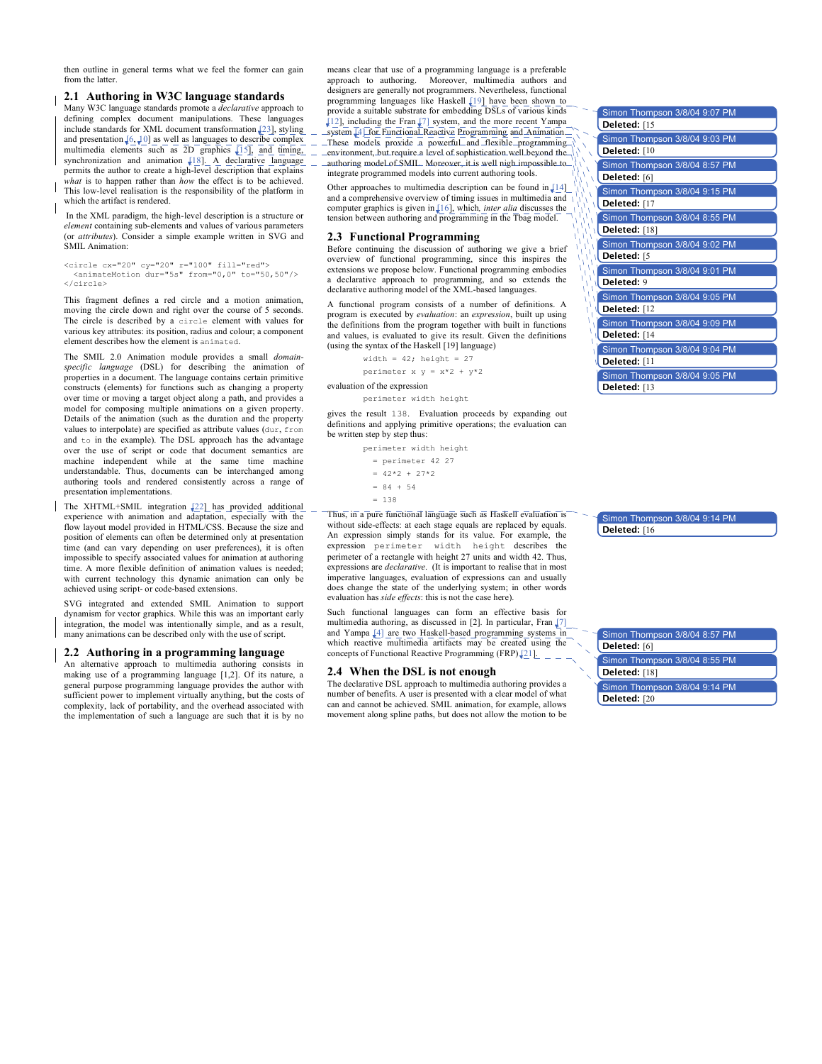then outline in general terms what we feel the former can gain from the latter.

## 2.1 Authoring in W3C language standards

Many W3C language standards promote a *declarative* approach to defining complex document manipulations. These languages include standards for XML document transformation [23], styling and presentation [6, 10] as well as languages to describe complex multimedia elements such as 2D graphics [15], and timing, synchronization and animation [18]. A declarative language permits the author to create a high-level description that explains *what* is to happen rather than *how* the effect is to be achieved. This low-level realisation is the responsibility of the platform in which the artifact is rendered.

In the XML paradigm, the high-level description is a structure or *element* containing sub-elements and values of various parameters (or *attributes*). Consider a simple example written in SVG and SMIL Animation:

```
<circle cx="20" cy="20" r="100" fill="red">
  <animateMotion dur="5s" from="0,0" to="50,50"/>
</circle>
```

This fragment defines a red circle and a motion animation, moving the circle down and right over the course of 5 seconds. The circle is described by a `circle` element with values for various key attributes: its position, radius and colour; a component element describes how the element is `animated`.

The SMIL 2.0 Animation module provides a small *domain-specific language* (DSL) for describing the animation of properties in a document. The language contains certain primitive constructs (elements) for functions such as changing a property over time or moving a target object along a path, and provides a model for composing multiple animations on a given property. Details of the animation (such as the duration and the property values to interpolate) are specified as attribute values (`dur`, `from` and `to` in the example). The DSL approach has the advantage over the use of script or code that document semantics are machine independent while at the same time machine understandable. Thus, documents can be interchanged among authoring tools and rendered consistently across a range of presentation implementations.

The XHTML+SMIL integration [22] has provided additional experience with animation and adaptation, especially with the flow layout model provided in HTML/CSS. Because the size and position of elements can often be determined only at presentation time (and can vary depending on user preferences), it is often impossible to specify associated values for animation at authoring time. A more flexible definition of animation values is needed; with current technology this dynamic animation can only be achieved using script- or code-based extensions.

SVG integrated and extended SMIL Animation to support dynamism for vector graphics. While this was an important early integration, the model was intentionally simple, and as a result, many animations can be described only with the use of script.

## 2.2 Authoring in a programming language

An alternative approach to multimedia authoring consists in making use of a programming language [1,2]. Of its nature, a general purpose programming language provides the author with sufficient power to implement virtually anything, but the costs of complexity, lack of portability, and the overhead associated with the implementation of such a language are such that it is by no means clear that use of a programming language is a preferable approach to authoring. Moreover, multimedia authors and designers are generally not programmers. Nevertheless, functional programming languages like Haskell [19] have been shown to provide a suitable substrate for embedding DSLs of various kinds [12], including the Fran [7] system, and the more recent Yampa system [4] for Functional Reactive Programming and Animation. These models provide a powerful and flexible programming environment, but require a level of sophistication well beyond the authoring model of SMIL. Moreover, it is well nigh impossible to integrate programmed models into current authoring tools.

Other approaches to multimedia description can be found in [14] and a comprehensive overview of timing issues in multimedia and computer graphics is given in [16], which, *inter alia* discusses the tension between authoring and programming in the Tbag model.

## 2.3 Functional Programming

Before continuing the discussion of authoring we give a brief overview of functional programming, since this inspires the extensions we propose below. Functional programming embodies a declarative approach to programming, and so extends the declarative authoring model of the XML-based languages.

A functional program consists of a number of definitions. A program is executed by *evaluation*: an *expression*, built up using the definitions from the program together with built in functions and values, is evaluated to give its result. Given the definitions (using the syntax of the Haskell [19] language)

```
width = 42; height = 27
perimeter x y = x*2 + y*2
```

evaluation of the expression

```
perimeter width height
```

gives the result `138`. Evaluation proceeds by expanding out definitions and applying primitive operations; the evaluation can be written step by step thus:

```
perimeter width height
  = perimeter 42 27
  = 42*2 + 27*2
  = 84 + 54
  = 138
```

Thus, in a pure functional language such as Haskell evaluation is without side-effects: at each stage equals are replaced by equals. An expression simply stands for its value. For example, the expression `perimeter width height` describes the perimeter of a rectangle with height 27 units and width 42. Thus, expressions are *declarative*. (It is important to realise that in most imperative languages, evaluation of expressions can and usually does change the state of the underlying system; in other words evaluation has *side effects*: this is not the case here).

Such functional languages can form an effective basis for multimedia authoring, as discussed in [2]. In particular, Fran [7] and Yampa [4] are two Haskell-based programming systems in which reactive multimedia artifacts may be created using the concepts of Functional Reactive Programming (FRP) [21].

## 2.4 When the DSL is not enough

The declarative DSL approach to multimedia authoring provides a number of benefits. A user is presented with a clear model of what can and cannot be achieved. SMIL animation, for example, allows movement along spline paths, but does not allow the motion to be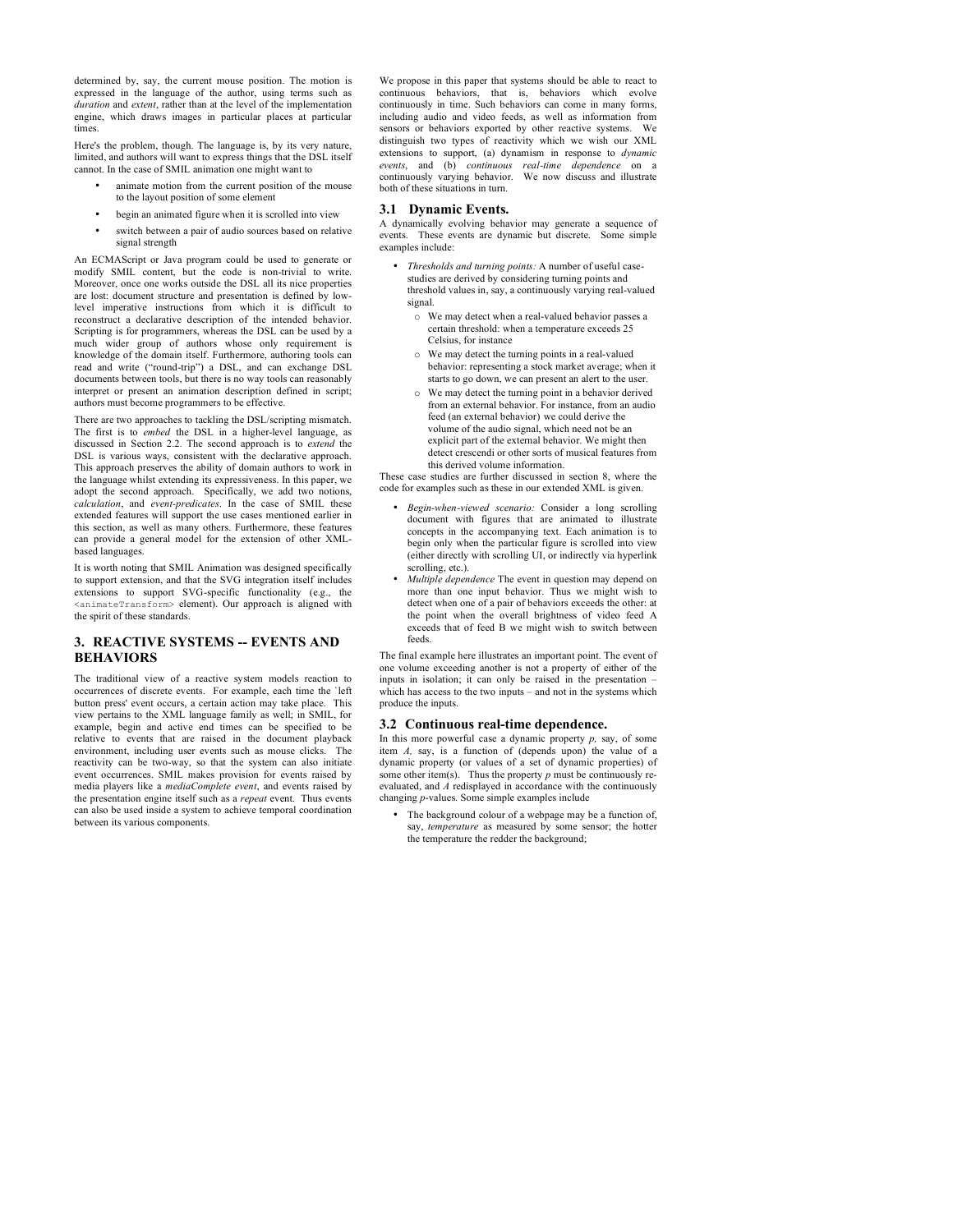determined by, say, the current mouse position. The motion is expressed in the language of the author, using terms such as *duration* and *extent*, rather than at the level of the implementation engine, which draws images in particular places at particular times.

Here's the problem, though. The language is, by its very nature, limited, and authors will want to express things that the DSL itself cannot. In the case of SMIL animation one might want to

- animate motion from the current position of the mouse to the layout position of some element
- begin an animated figure when it is scrolled into view
- switch between a pair of audio sources based on relative signal strength

An ECMAScript or Java program could be used to generate or modify SMIL content, but the code is non-trivial to write. Moreover, once one works outside the DSL all its nice properties are lost: document structure and presentation is defined by low-level imperative instructions from which it is difficult to reconstruct a declarative description of the intended behavior. Scripting is for programmers, whereas the DSL can be used by a much wider group of authors whose only requirement is knowledge of the domain itself. Furthermore, authoring tools can read and write ("round-trip") a DSL, and can exchange DSL documents between tools, but there is no way tools can reasonably interpret or present an animation description defined in script; authors must become programmers to be effective.

There are two approaches to tackling the DSL/scripting mismatch. The first is to *embed* the DSL in a higher-level language, as discussed in Section 2.2. The second approach is to *extend* the DSL is various ways, consistent with the declarative approach. This approach preserves the ability of domain authors to work in the language whilst extending its expressiveness. In this paper, we adopt the second approach. Specifically, we add two notions, *calculation*, and *event-predicates*. In the case of SMIL these extended features will support the use cases mentioned earlier in this section, as well as many others. Furthermore, these features can provide a general model for the extension of other XML-based languages.

It is worth noting that SMIL Animation was designed specifically to support extension, and that the SVG integration itself includes extensions to support SVG-specific functionality (e.g., the `<animateTransform>` element). Our approach is aligned with the spirit of these standards.

## 3. REACTIVE SYSTEMS -- EVENTS AND BEHAVIORS

The traditional view of a reactive system models reaction to occurrences of discrete events. For example, each time the `left button press' event occurs, a certain action may take place. This view pertains to the XML language family as well; in SMIL, for example, begin and active end times can be specified to be relative to events that are raised in the document playback environment, including user events such as mouse clicks. The reactivity can be two-way, so that the system can also initiate event occurrences. SMIL makes provision for events raised by media players like a *mediaComplete event*, and events raised by the presentation engine itself such as a *repeat* event. Thus events can also be used inside a system to achieve temporal coordination between its various components.

We propose in this paper that systems should be able to react to continuous behaviors, that is, behaviors which evolve continuously in time. Such behaviors can come in many forms, including audio and video feeds, as well as information from sensors or behaviors exported by other reactive systems. We distinguish two types of reactivity which we wish our XML extensions to support, (a) dynamism in response to *dynamic events*, and (b) *continuous real-time dependence* on a continuously varying behavior. We now discuss and illustrate both of these situations in turn.

### 3.1 Dynamic Events.

A dynamically evolving behavior may generate a sequence of events. These events are dynamic but discrete. Some simple examples include:

- *Thresholds and turning points:* A number of useful case-studies are derived by considering turning points and threshold values in, say, a continuously varying real-valued signal.
    - We may detect when a real-valued behavior passes a certain threshold: when a temperature exceeds 25 Celsius, for instance
    - We may detect the turning points in a real-valued behavior: representing a stock market average; when it starts to go down, we can present an alert to the user.
    - We may detect the turning point in a behavior derived from an external behavior. For instance, from an audio feed (an external behavior) we could derive the volume of the audio signal, which need not be an explicit part of the external behavior. We might then detect crescendi or other sorts of musical features from this derived volume information.

These case studies are further discussed in section 8, where the code for examples such as these in our extended XML is given.

- *Begin-when-viewed scenario:* Consider a long scrolling document with figures that are animated to illustrate concepts in the accompanying text. Each animation is to begin only when the particular figure is scrolled into view (either directly with scrolling UI, or indirectly via hyperlink scrolling, etc.).
- *Multiple dependence* The event in question may depend on more than one input behavior. Thus we might wish to detect when one of a pair of behaviors exceeds the other: at the point when the overall brightness of video feed A exceeds that of feed B we might wish to switch between feeds.

The final example here illustrates an important point. The event of one volume exceeding another is not a property of either of the inputs in isolation; it can only be raised in the presentation – which has access to the two inputs – and not in the systems which produce the inputs.

### 3.2 Continuous real-time dependence.

In this more powerful case a dynamic property *p,* say, of some item *A,* say, is a function of (depends upon) the value of a dynamic property (or values of a set of dynamic properties) of some other item(s). Thus the property *p* must be continuously re-evaluated, and *A* redisplayed in accordance with the continuously changing *p*-values. Some simple examples include

- The background colour of a webpage may be a function of, say, *temperature* as measured by some sensor; the hotter the temperature the redder the background;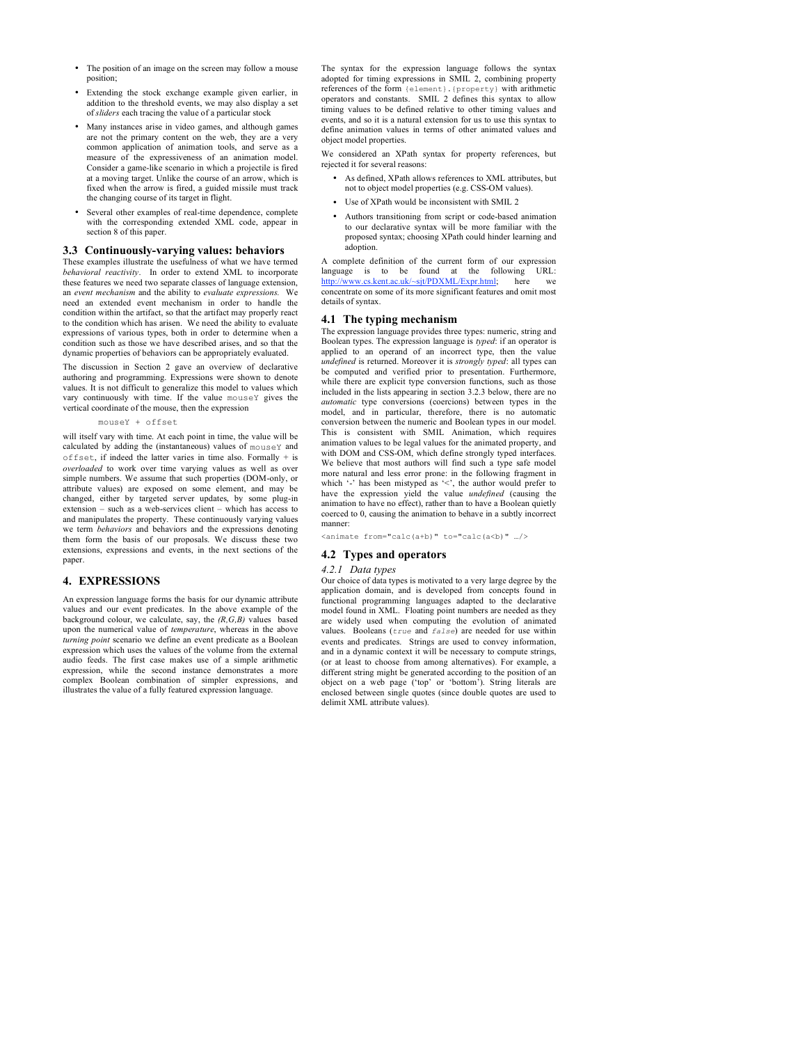- The position of an image on the screen may follow a mouse position;
- Extending the stock exchange example given earlier, in addition to the threshold events, we may also display a set of *sliders* each tracing the value of a particular stock
- Many instances arise in video games, and although games are not the primary content on the web, they are a very common application of animation tools, and serve as a measure of the expressiveness of an animation model. Consider a game-like scenario in which a projectile is fired at a moving target. Unlike the course of an arrow, which is fixed when the arrow is fired, a guided missile must track the changing course of its target in flight.
- Several other examples of real-time dependence, complete with the corresponding extended XML code, appear in section 8 of this paper.

### 3.3 Continuously-varying values: behaviors

These examples illustrate the usefulness of what we have termed *behavioral reactivity*. In order to extend XML to incorporate these features we need two separate classes of language extension, an *event mechanism* and the ability to *evaluate expressions.* We need an extended event mechanism in order to handle the condition within the artifact, so that the artifact may properly react to the condition which has arisen. We need the ability to evaluate expressions of various types, both in order to determine when a condition such as those we have described arises, and so that the dynamic properties of behaviors can be appropriately evaluated.

The discussion in Section 2 gave an overview of declarative authoring and programming. Expressions were shown to denote values. It is not difficult to generalize this model to values which vary continuously with time. If the value `mouseY` gives the vertical coordinate of the mouse, then the expression

```
mouseY + offset
```

will itself vary with time. At each point in time, the value will be calculated by adding the (instantaneous) values of `mouseY` and `offset`, if indeed the latter varies in time also. Formally + is *overloaded* to work over time varying values as well as over simple numbers. We assume that such properties (DOM-only, or attribute values) are exposed on some element, and may be changed, either by targeted server updates, by some plug-in extension – such as a web-services client – which has access to and manipulates the property. These continuously varying values we term *behaviors* and behaviors and the expressions denoting them form the basis of our proposals. We discuss these two extensions, expressions and events, in the next sections of the paper.

## 4. EXPRESSIONS

An expression language forms the basis for our dynamic attribute values and our event predicates. In the above example of the background colour, we calculate, say, the *(R,G,B)* values based upon the numerical value of *temperature*, whereas in the above *turning point* scenario we define an event predicate as a Boolean expression which uses the values of the volume from the external audio feeds. The first case makes use of a simple arithmetic expression, while the second instance demonstrates a more complex Boolean combination of simpler expressions, and illustrates the value of a fully featured expression language.

The syntax for the expression language follows the syntax adopted for timing expressions in SMIL 2, combining property references of the form `{element}.{property}` with arithmetic operators and constants. SMIL 2 defines this syntax to allow timing values to be defined relative to other timing values and events, and so it is a natural extension for us to use this syntax to define animation values in terms of other animated values and object model properties.

We considered an XPath syntax for property references, but rejected it for several reasons:

- As defined, XPath allows references to XML attributes, but not to object model properties (e.g. CSS-OM values).
- Use of XPath would be inconsistent with SMIL 2
- Authors transitioning from script or code-based animation to our declarative syntax will be more familiar with the proposed syntax; choosing XPath could hinder learning and adoption.

A complete definition of the current form of our expression language is to be found at the following URL: http://www.cs.kent.ac.uk/~sjt/PDXML/Expr.html; here we concentrate on some of its more significant features and omit most details of syntax.

### 4.1 The typing mechanism

The expression language provides three types: numeric, string and Boolean types. The expression language is *typed*: if an operator is applied to an operand of an incorrect type, then the value *undefined* is returned. Moreover it is *strongly typed*: all types can be computed and verified prior to presentation. Furthermore, while there are explicit type conversion functions, such as those included in the lists appearing in section 3.2.3 below, there are no *automatic* type conversions (coercions) between types in the model, and in particular, therefore, there is no automatic conversion between the numeric and Boolean types in our model. This is consistent with SMIL Animation, which requires animation values to be legal values for the animated property, and with DOM and CSS-OM, which define strongly typed interfaces. We believe that most authors will find such a type safe model more natural and less error prone: in the following fragment in which '-' has been mistyped as '<', the author would prefer to have the expression yield the value *undefined* (causing the animation to have no effect), rather than to have a Boolean quietly coerced to 0, causing the animation to behave in a subtly incorrect manner:

```
<animate from="calc(a+b)" to="calc(a<b)" …/>
```

### 4.2 Types and operators

#### *4.2.1 Data types*

Our choice of data types is motivated to a very large degree by the application domain, and is developed from concepts found in functional programming languages adapted to the declarative model found in XML. Floating point numbers are needed as they are widely used when computing the evolution of animated values. Booleans (*true* and *false*) are needed for use within events and predicates. Strings are used to convey information, and in a dynamic context it will be necessary to compute strings, (or at least to choose from among alternatives). For example, a different string might be generated according to the position of an object on a web page ('top' or 'bottom'). String literals are enclosed between single quotes (since double quotes are used to delimit XML attribute values).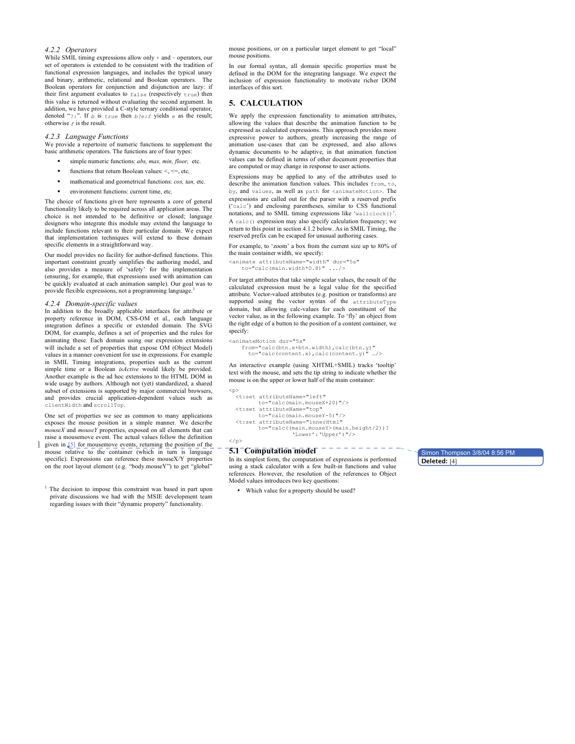### 4.2.2 Operators

While SMIL timing expressions allow only + and − operators, our set of operators is extended to be consistent with the tradition of functional expression languages, and includes the typical unary and binary, arithmetic, relational and Boolean operators. The Boolean operators for conjunction and disjunction are lazy: if their first argument evaluates to `false` (respectively `true`) then this value is returned without evaluating the second argument. In addition, we have provided a C-style ternary conditional operator, denoted "`?:`". If *b* is *true* then *b?e:f* yields *e* as the result; otherwise *f* is the result.

### 4.2.3 Language Functions

We provide a repertoire of numeric functions to supplement the basic arithmetic operators. The functions are of four types:

- simple numeric functions: *abs, max, min, floor,* etc.
- functions that return Boolean values: <, <=, etc.
- mathematical and geometrical functions: *cos, tan,* etc.
- environment functions: current time, etc.

The choice of functions given here represents a core of general functionality likely to be required across all application areas. The choice is not intended to be definitive or closed; language designers who integrate this module may extend the language to include functions relevant to their particular domain. We expect that implementation techniques will extend to these domain specific elements in a straightforward way.

Our model provides no facility for author-defined functions. This important constraint greatly simplifies the authoring model, and also provides a measure of 'safety' for the implementation (ensuring, for example, that expressions used with animation can be quickly evaluated at each animation sample). Our goal was to provide flexible expressions, not a programming language.[1]

### 4.2.4 Domain-specific values

In addition to the broadly applicable interfaces for attribute or property reference in DOM, CSS-OM et al., each language integration defines a specific or extended domain. The SVG DOM, for example, defines a set of properties and the rules for animating these. Each domain using our expression extensions will include a set of properties that expose OM (Object Model) values in a manner convenient for use in expressions. For example in SMIL Timing integrations, properties such as the current simple time or a Boolean *isActive* would likely be provided. Another example is the ad hoc extensions to the HTML DOM in wide usage by authors. Although not (yet) standardized, a shared subset of extensions is supported by major commercial browsers, and provides crucial application-dependent values such as `clientWidth` and `scrollTop`.

One set of properties we see as common to many applications exposes the mouse position in a simple manner. We describe *mouseX* and *mouseY* properties, exposed on all elements that can raise a mousemove event. The actual values follow the definition given in [5] for mousemove events, returning the position of the mouse relative to the container (which in turn is language specific). Expressions can reference these mouseX/Y properties on the root layout element (e.g. "body.mouseY") to get "global" mouse positions, or on a particular target element to get "local" mouse positions.

In our formal syntax, all domain specific properties must be defined in the DOM for the integrating language. We expect the inclusion of expression functionality to motivate richer DOM interfaces of this sort.

## 5. CALCULATION

We apply the expression functionality to animation attributes, allowing the values that describe the animation function to be expressed as calculated expressions. This approach provides more expressive power to authors, greatly increasing the range of animation use-cases that can be expressed, and also allows dynamic documents to be adaptive, in that animation function values can be defined in terms of other document properties that are computed or may change in response to user actions.

Expressions may be applied to any of the attributes used to describe the animation function values. This includes `from`, `to`, `by`, and `values`, as well as `path` for `<animateMotion>`. The expressions are called out for the parser with a reserved prefix ('`calc`') and enclosing parentheses, similar to CSS functional notations, and to SMIL timing expressions like '`wallclock()`'. A `calc()` expression may also specify calculation frequency; we return to this point in section 4.1.2 below. As in SMIL Timing, the reserved prefix can be escaped for unusual authoring cases.

For example, to 'zoom' a box from the current size up to 80% of the main container width, we specify:

```
<animate attributeName="width" dur="5s"
    to="calc(main.width*0.8)" .../>
```

For target attributes that take simple scalar values, the result of the calculated expression must be a legal value for the specified attribute. Vector-valued attributes (e.g. position or transforms) are supported using the vector syntax of the `attributeType` domain, but allowing calc-values for each constituent of the vector value, as in the following example. To 'fly' an object from the right edge of a button to the position of a content container, we specify:

```
<animateMotion dur="5s"
    from="calc(btn.x+btn.width),calc(btn.y)"
      to="calc(content.x),calc(content.y)" …/>
```

An interactive example (using XHTML+SMIL) tracks 'tooltip' text with the mouse, and sets the tip string to indicate whether the mouse is on the upper or lower half of the main container:

```
<p>
  <t:set attributeName="left"
         to="calc(main.mouseX+20)"/>
  <t:set attributeName="top"
         to="calc(main.mouseY-5)"/>
  <t:set attributeName="innerHtml"
         to="calc((main.mouseY>(main.height/2))?
                  'Lower':'Upper')"/>
</p>
```

### 5.1 Computation model

In its simplest form, the computation of expressions is performed using a stack calculator with a few built-in functions and value references. However, the resolution of the references to Object Model values introduces two key questions:

- Which value for a property should be used?

[1] The decision to impose this constraint was based in part upon private discussions we had with the MSIE development team regarding issues with their "dynamic property" functionality.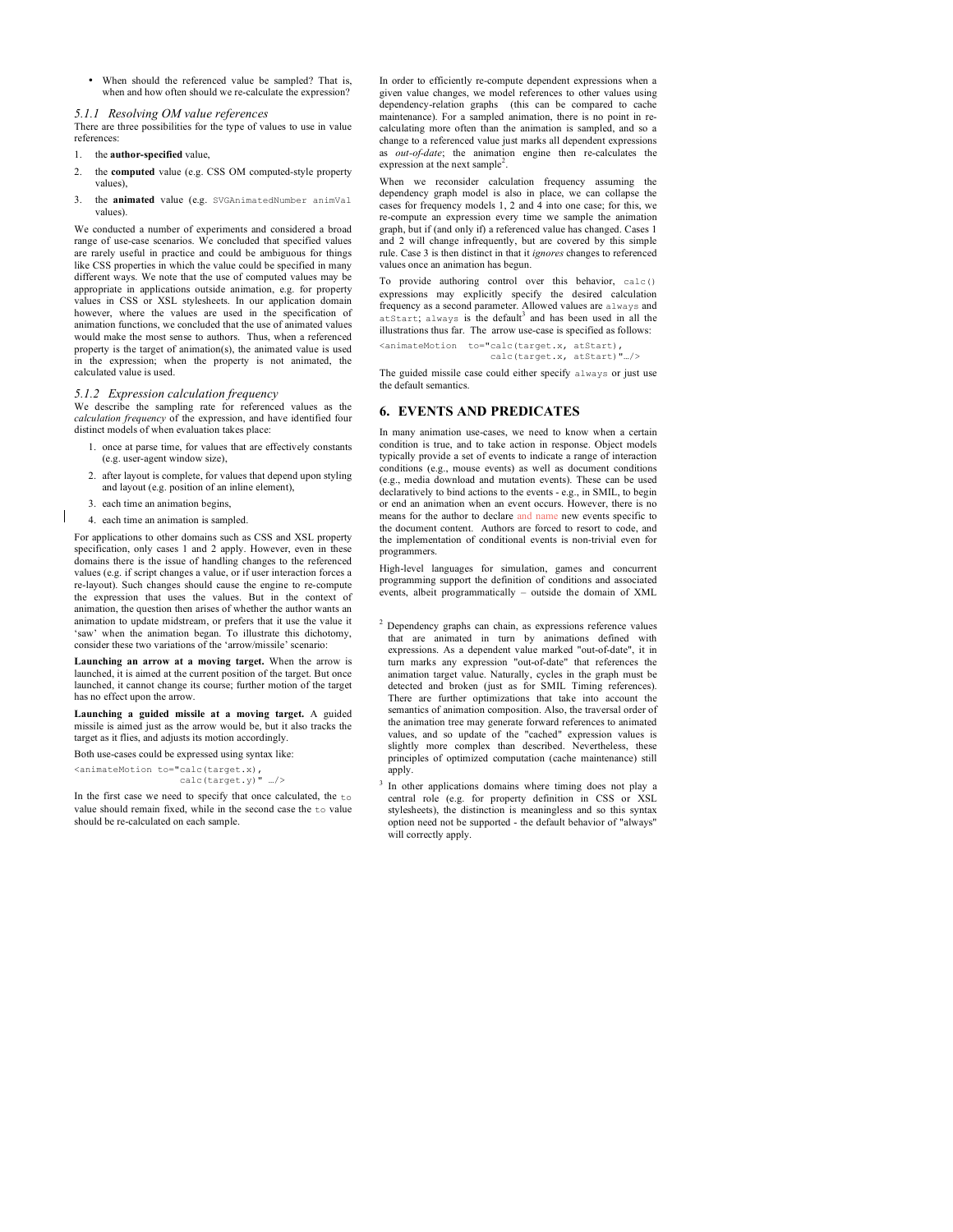- When should the referenced value be sampled? That is, when and how often should we re-calculate the expression?

### 5.1.1 Resolving OM value references

There are three possibilities for the type of values to use in value references:

1. the **author-specified** value,
2. the **computed** value (e.g. CSS OM computed-style property values),
3. the **animated** value (e.g. `SVGAnimatedNumber animVal` values).

We conducted a number of experiments and considered a broad range of use-case scenarios. We concluded that specified values are rarely useful in practice and could be ambiguous for things like CSS properties in which the value could be specified in many different ways. We note that the use of computed values may be appropriate in applications outside animation, e.g. for property values in CSS or XSL stylesheets. In our application domain however, where the values are used in the specification of animation functions, we concluded that the use of animated values would make the most sense to authors. Thus, when a referenced property is the target of animation(s), the animated value is used in the expression; when the property is not animated, the calculated value is used.

### 5.1.2 Expression calculation frequency

We describe the sampling rate for referenced values as the *calculation frequency* of the expression, and have identified four distinct models of when evaluation takes place:

1. once at parse time, for values that are effectively constants (e.g. user-agent window size),
2. after layout is complete, for values that depend upon styling and layout (e.g. position of an inline element),
3. each time an animation begins,
4. each time an animation is sampled.

For applications to other domains such as CSS and XSL property specification, only cases 1 and 2 apply. However, even in these domains there is the issue of handling changes to the referenced values (e.g. if script changes a value, or if user interaction forces a re-layout). Such changes should cause the engine to re-compute the expression that uses the values. But in the context of animation, the question then arises of whether the author wants an animation to update midstream, or prefers that it use the value it 'saw' when the animation began. To illustrate this dichotomy, consider these two variations of the 'arrow/missile' scenario:

**Launching an arrow at a moving target.** When the arrow is launched, it is aimed at the current position of the target. But once launched, it cannot change its course; further motion of the target has no effect upon the arrow.

**Launching a guided missile at a moving target.** A guided missile is aimed just as the arrow would be, but it also tracks the target as it flies, and adjusts its motion accordingly.

Both use-cases could be expressed using syntax like:

```
<animateMotion to="calc(target.x),
                   calc(target.y)" …/>
```

In the first case we need to specify that once calculated, the `to` value should remain fixed, while in the second case the `to` value should be re-calculated on each sample.

In order to efficiently re-compute dependent expressions when a given value changes, we model references to other values using dependency-relation graphs (this can be compared to cache maintenance). For a sampled animation, there is no point in re-calculating more often than the animation is sampled, and so a change to a referenced value just marks all dependent expressions as *out-of-date*; the animation engine then re-calculates the expression at the next sample[2].

When we reconsider calculation frequency assuming the dependency graph model is also in place, we can collapse the cases for frequency models 1, 2 and 4 into one case; for this, we re-compute an expression every time we sample the animation graph, but if (and only if) a referenced value has changed. Cases 1 and 2 will change infrequently, but are covered by this simple rule. Case 3 is then distinct in that it *ignores* changes to referenced values once an animation has begun.

To provide authoring control over this behavior, `calc()` expressions may explicitly specify the desired calculation frequency as a second parameter. Allowed values are `always` and `atStart`; `always` is the default[3] and has been used in all the illustrations thus far. The arrow use-case is specified as follows:

```
<animateMotion  to="calc(target.x, atStart),
                    calc(target.x, atStart)"…/>
```

The guided missile case could either specify `always` or just use the default semantics.

## 6. EVENTS AND PREDICATES

In many animation use-cases, we need to know when a certain condition is true, and to take action in response. Object models typically provide a set of events to indicate a range of interaction conditions (e.g., mouse events) as well as document conditions (e.g., media download and mutation events). These can be used declaratively to bind actions to the events - e.g., in SMIL, to begin or end an animation when an event occurs. However, there is no means for the author to declare and name new events specific to the document content. Authors are forced to resort to code, and the implementation of conditional events is non-trivial even for programmers.

High-level languages for simulation, games and concurrent programming support the definition of conditions and associated events, albeit programmatically – outside the domain of XML

[2] Dependency graphs can chain, as expressions reference values that are animated in turn by animations defined with expressions. As a dependent value marked "out-of-date", it in turn marks any expression "out-of-date" that references the animation target value. Naturally, cycles in the graph must be detected and broken (just as for SMIL Timing references). There are further optimizations that take into account the semantics of animation composition. Also, the traversal order of the animation tree may generate forward references to animated values, and so update of the "cached" expression values is slightly more complex than described. Nevertheless, these principles of optimized computation (cache maintenance) still apply.

[3] In other applications domains where timing does not play a central role (e.g. for property definition in CSS or XSL stylesheets), the distinction is meaningless and so this syntax option need not be supported - the default behavior of "always" will correctly apply.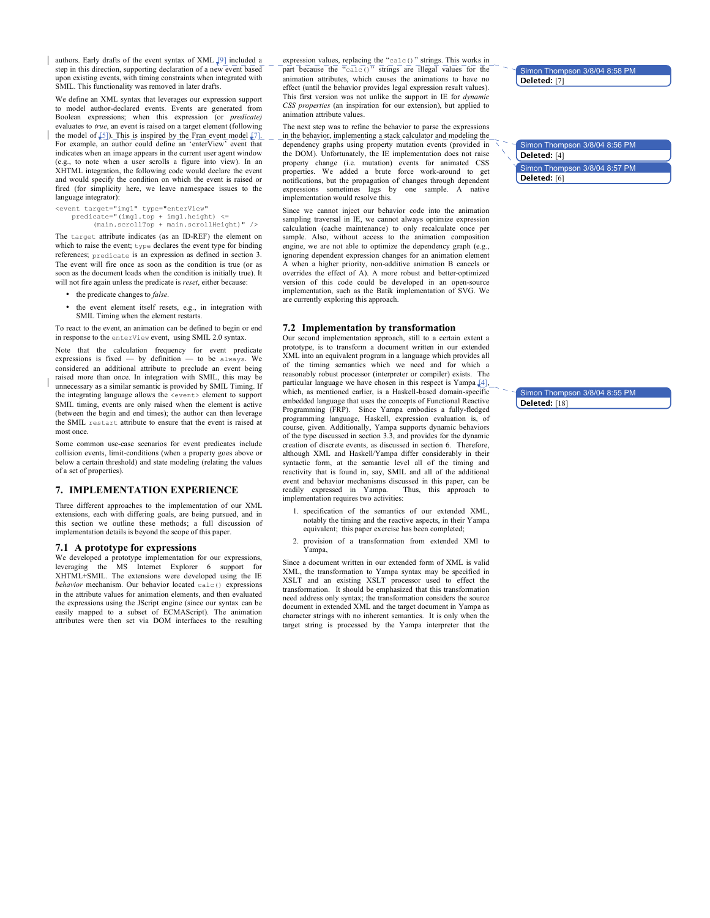authors. Early drafts of the event syntax of XML [9] included a step in this direction, supporting declaration of a new event based upon existing events, with timing constraints when integrated with SMIL. This functionality was removed in later drafts.

We define an XML syntax that leverages our expression support to model author-declared events. Events are generated from Boolean expressions; when this expression (or *predicate)* evaluates to *true*, an event is raised on a target element (following the model of [5]). This is inspired by the Fran event model [7]. For example, an author could define an 'enterView' event that indicates when an image appears in the current user agent window (e.g., to note when a user scrolls a figure into view). In an XHTML integration, the following code would declare the event and would specify the condition on which the event is raised or fired (for simplicity here, we leave namespace issues to the language integrator):

```
<event target="img1" type="enterView"
    predicate="(img1.top + img1.height) <=
         (main.scrollTop + main.scrollHeight)" />
```

The `target` attribute indicates (as an ID-REF) the element on which to raise the event; `type` declares the event type for binding references; `predicate` is an expression as defined in section 3. The event will fire once as soon as the condition is true (or as soon as the document loads when the condition is initially true). It will not fire again unless the predicate is *reset*, either because:

- the predicate changes to *false*.
- the event element itself resets, e.g., in integration with SMIL Timing when the element restarts.

To react to the event, an animation can be defined to begin or end in response to the `enterView` event, using SMIL 2.0 syntax.

Note that the calculation frequency for event predicate expressions is fixed — by definition — to be `always`. We considered an additional attribute to preclude an event being raised more than once. In integration with SMIL, this may be unnecessary as a similar semantic is provided by SMIL Timing. If the integrating language allows the `<event>` element to support SMIL timing, events are only raised when the element is active (between the begin and end times); the author can then leverage the SMIL `restart` attribute to ensure that the event is raised at most once.

Some common use-case scenarios for event predicates include collision events, limit-conditions (when a property goes above or below a certain threshold) and state modeling (relating the values of a set of properties).

# 7. IMPLEMENTATION EXPERIENCE

Three different approaches to the implementation of our XML extensions, each with differing goals, are being pursued, and in this section we outline these methods; a full discussion of implementation details is beyond the scope of this paper.

## 7.1 A prototype for expressions

We developed a prototype implementation for our expressions, leveraging the MS Internet Explorer 6 support for XHTML+SMIL. The extensions were developed using the IE *behavior* mechanism. Our behavior located `calc()` expressions in the attribute values for animation elements, and then evaluated the expressions using the JScript engine (since our syntax can be easily mapped to a subset of ECMAScript). The animation attributes were then set via DOM interfaces to the resulting expression values, replacing the "`calc()`" strings. This works in part because the "`calc()`" strings are illegal values for the animation attributes, which causes the animations to have no effect (until the behavior provides legal expression result values). This first version was not unlike the support in IE for *dynamic CSS properties* (an inspiration for our extension), but applied to animation attribute values.

The next step was to refine the behavior to parse the expressions in the behavior, implementing a stack calculator and modeling the dependency graphs using property mutation events (provided in the DOM). Unfortunately, the IE implementation does not raise property change (i.e. mutation) events for animated CSS properties. We added a brute force work-around to get notifications, but the propagation of changes through dependent expressions sometimes lags by one sample. A native implementation would resolve this.

Since we cannot inject our behavior code into the animation sampling traversal in IE, we cannot always optimize expression calculation (cache maintenance) to only recalculate once per sample. Also, without access to the animation composition engine, we are not able to optimize the dependency graph (e.g., ignoring dependent expression changes for an animation element A when a higher priority, non-additive animation B cancels or overrides the effect of A). A more robust and better-optimized version of this code could be developed in an open-source implementation, such as the Batik implementation of SVG. We are currently exploring this approach.

## 7.2 Implementation by transformation

Our second implementation approach, still to a certain extent a prototype, is to transform a document written in our extended XML into an equivalent program in a language which provides all of the timing semantics which we need and for which a reasonably robust processor (interpreter or compiler) exists. The particular language we have chosen in this respect is Yampa [4], which, as mentioned earlier, is a Haskell-based domain-specific embedded language that uses the concepts of Functional Reactive Programming (FRP). Since Yampa embodies a fully-fledged programming language, Haskell, expression evaluation is, of course, given. Additionally, Yampa supports dynamic behaviors of the type discussed in section 3.3, and provides for the dynamic creation of discrete events, as discussed in section 6. Therefore, although XML and Haskell/Yampa differ considerably in their syntactic form, at the semantic level all of the timing and reactivity that is found in, say, SMIL and all of the additional event and behavior mechanisms discussed in this paper, can be readily expressed in Yampa. Thus, this approach to implementation requires two activities:

1. specification of the semantics of our extended XML, notably the timing and the reactive aspects, in their Yampa equivalent; this paper exercise has been completed;
2. provision of a transformation from extended XMl to Yampa,

Since a document written in our extended form of XML is valid XML, the transformation to Yampa syntax may be specified in XSLT and an existing XSLT processor used to effect the transformation. It should be emphasized that this transformation need address only syntax; the transformation considers the source document in extended XML and the target document in Yampa as character strings with no inherent semantics. It is only when the target string is processed by the Yampa interpreter that the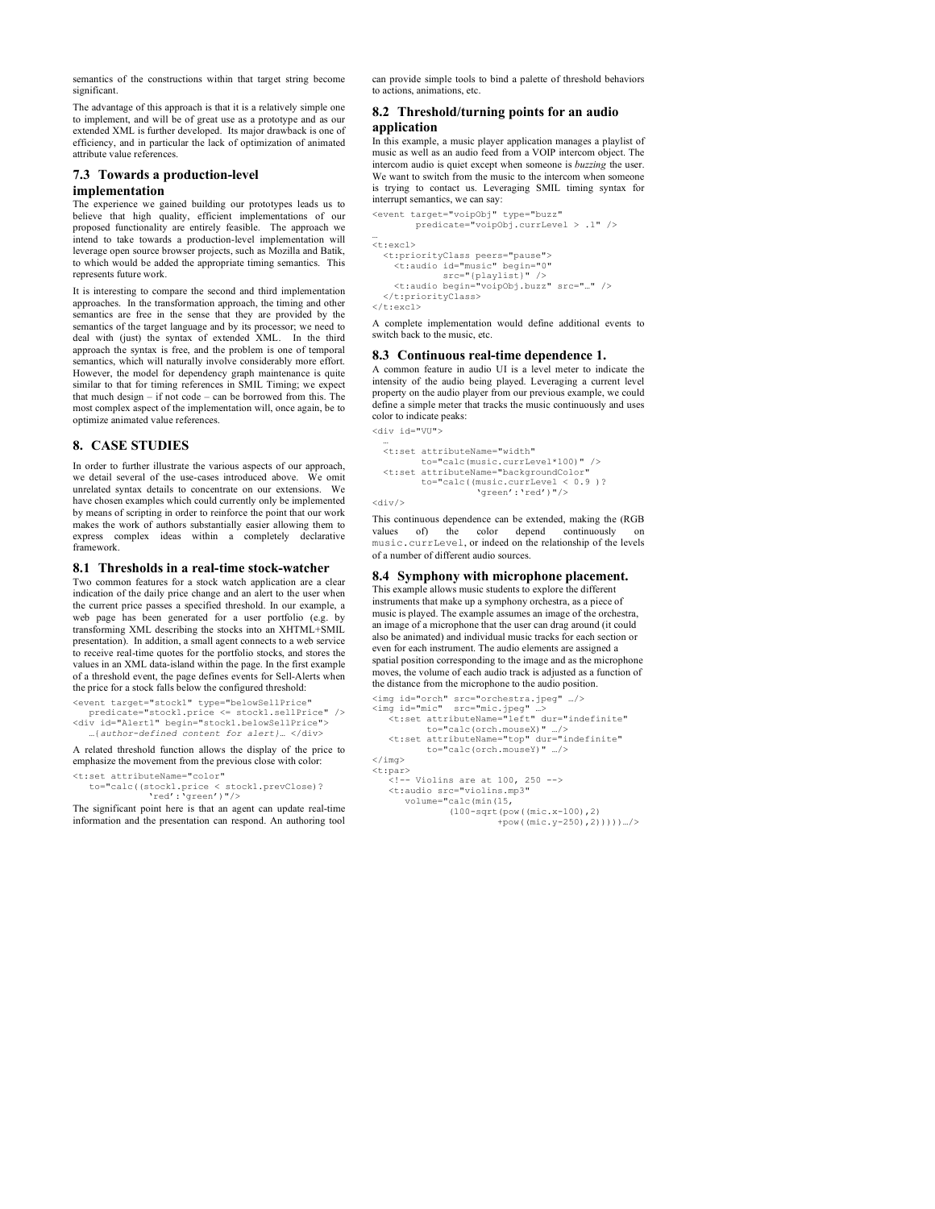semantics of the constructions within that target string become significant.

The advantage of this approach is that it is a relatively simple one to implement, and will be of great use as a prototype and as our extended XML is further developed. Its major drawback is one of efficiency, and in particular the lack of optimization of animated attribute value references.

### 7.3 Towards a production-level implementation

The experience we gained building our prototypes leads us to believe that high quality, efficient implementations of our proposed functionality are entirely feasible. The approach we intend to take towards a production-level implementation will leverage open source browser projects, such as Mozilla and Batik, to which would be added the appropriate timing semantics. This represents future work.

It is interesting to compare the second and third implementation approaches. In the transformation approach, the timing and other semantics are free in the sense that they are provided by the semantics of the target language and by its processor; we need to deal with (just) the syntax of extended XML. In the third approach the syntax is free, and the problem is one of temporal semantics, which will naturally involve considerably more effort. However, the model for dependency graph maintenance is quite similar to that for timing references in SMIL Timing; we expect that much design – if not code – can be borrowed from this. The most complex aspect of the implementation will, once again, be to optimize animated value references.

## 8. CASE STUDIES

In order to further illustrate the various aspects of our approach, we detail several of the use-cases introduced above. We omit unrelated syntax details to concentrate on our extensions. We have chosen examples which could currently only be implemented by means of scripting in order to reinforce the point that our work makes the work of authors substantially easier allowing them to express complex ideas within a completely declarative framework.

### 8.1 Thresholds in a real-time stock-watcher

Two common features for a stock watch application are a clear indication of the daily price change and an alert to the user when the current price passes a specified threshold. In our example, a web page has been generated for a user portfolio (e.g. by transforming XML describing the stocks into an XHTML+SMIL presentation). In addition, a small agent connects to a web service to receive real-time quotes for the portfolio stocks, and stores the values in an XML data-island within the page. In the first example of a threshold event, the page defines events for Sell-Alerts when the price for a stock falls below the configured threshold:

```
<event target="stock1" type="belowSellPrice"
   predicate="stock1.price <= stock1.sellPrice" />
<div id="Alert1" begin="stock1.belowSellPrice">
   …{author-defined content for alert}… </div>
```

A related threshold function allows the display of the price to emphasize the movement from the previous close with color:

```
<t:set attributeName="color"
   to="calc((stock1.price < stock1.prevClose)?
            'red':'green')"/>
```

The significant point here is that an agent can update real-time information and the presentation can respond. An authoring tool can provide simple tools to bind a palette of threshold behaviors to actions, animations, etc.

### 8.2 Threshold/turning points for an audio application

In this example, a music player application manages a playlist of music as well as an audio feed from a VOIP intercom object. The intercom audio is quiet except when someone is *buzzing* the user. We want to switch from the music to the intercom when someone is trying to contact us. Leveraging SMIL timing syntax for interrupt semantics, we can say:

```
<event target="voipObj" type="buzz"
        predicate="voipObj.currLevel > .1" />
…
<t:excl>
  <t:priorityClass peers="pause">
    <t:audio id="music" begin="0"
             src="{playlist}" />
    <t:audio begin="voipObj.buzz" src="…" />
  </t:priorityClass>
</t:excl>
```

A complete implementation would define additional events to switch back to the music, etc.

### 8.3 Continuous real-time dependence 1.

A common feature in audio UI is a level meter to indicate the intensity of the audio being played. Leveraging a current level property on the audio player from our previous example, we could define a simple meter that tracks the music continuously and uses color to indicate peaks:

```
<div id="VU">
  …
  <t:set attributeName="width"
         to="calc(music.currLevel*100)" />
  <t:set attributeName="backgroundColor"
         to="calc((music.currLevel < 0.9 )?
                  'green':'red')"/>
<div/>
```

This continuous dependence can be extended, making the (RGB values of) the color depend continuously on `music.currLevel`, or indeed on the relationship of the levels of a number of different audio sources.

### 8.4 Symphony with microphone placement.

This example allows music students to explore the different instruments that make up a symphony orchestra, as a piece of music is played. The example assumes an image of the orchestra, an image of a microphone that the user can drag around (it could also be animated) and individual music tracks for each section or even for each instrument. The audio elements are assigned a spatial position corresponding to the image and as the microphone moves, the volume of each audio track is adjusted as a function of the distance from the microphone to the audio position.

```
<img id="orch" src="orchestra.jpeg" …/>
<img id="mic"  src="mic.jpeg" …>
   <t:set attributeName="left" dur="indefinite"
          to="calc(orch.mouseX)" …/>
   <t:set attributeName="top" dur="indefinite"
          to="calc(orch.mouseY)" …/>
</img>
<t:par>
   <!-- Violins are at 100, 250 -->
   <t:audio src="violins.mp3"
      volume="calc(min(15,
             (100-sqrt(pow((mic.x-100),2)
                      +pow((mic.y-250),2)))))…/>
```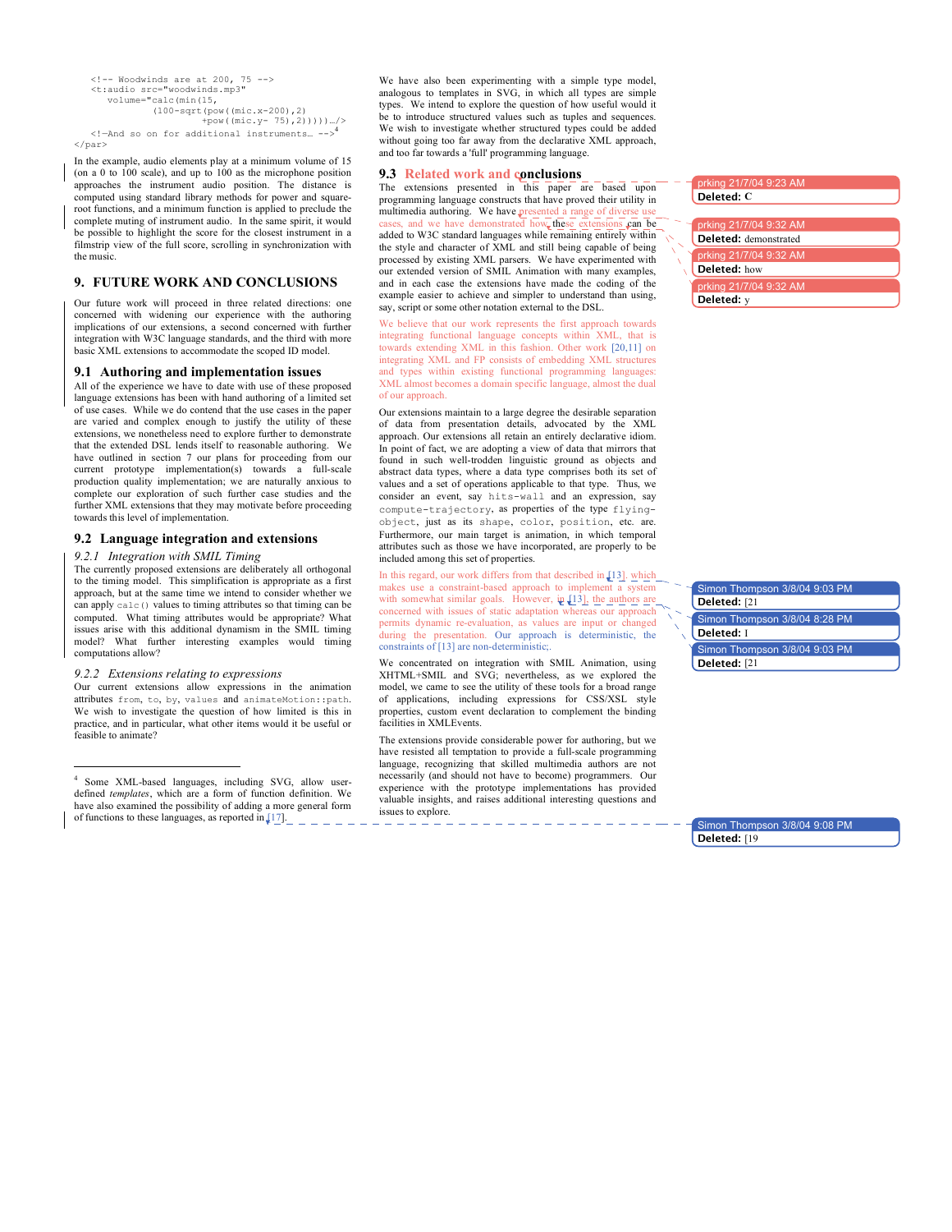```
  <!-- Woodwinds are at 200, 75 -->
  <t:audio src="woodwinds.mp3"
     volume="calc(min(15,
            (100-sqrt(pow((mic.x-200),2)
                     +pow((mic.y- 75),2)))))…/>
  <!—And so on for additional instruments… -->[4]
</par>
```

In the example, audio elements play at a minimum volume of 15 (on a 0 to 100 scale), and up to 100 as the microphone position approaches the instrument audio position. The distance is computed using standard library methods for power and square-root functions, and a minimum function is applied to preclude the complete muting of instrument audio. In the same spirit, it would be possible to highlight the score for the closest instrument in a filmstrip view of the full score, scrolling in synchronization with the music.

# 9. FUTURE WORK AND CONCLUSIONS

Our future work will proceed in three related directions: one concerned with widening our experience with the authoring implications of our extensions, a second concerned with further integration with W3C language standards, and the third with more basic XML extensions to accommodate the scoped ID model.

## 9.1 Authoring and implementation issues

All of the experience we have to date with use of these proposed language extensions has been with hand authoring of a limited set of use cases. While we do contend that the use cases in the paper are varied and complex enough to justify the utility of these extensions, we nonetheless need to explore further to demonstrate that the extended DSL lends itself to reasonable authoring. We have outlined in section 7 our plans for proceeding from our current prototype implementation(s) towards a full-scale production quality implementation; we are naturally anxious to complete our exploration of such further case studies and the further XML extensions that they may motivate before proceeding towards this level of implementation.

## 9.2 Language integration and extensions

### *9.2.1 Integration with SMIL Timing*

The currently proposed extensions are deliberately all orthogonal to the timing model. This simplification is appropriate as a first approach, but at the same time we intend to consider whether we can apply `calc()` values to timing attributes so that timing can be computed. What timing attributes would be appropriate? What issues arise with this additional dynamism in the SMIL timing model? What further interesting examples would timing computations allow?

### *9.2.2 Extensions relating to expressions*

Our current extensions allow expressions in the animation attributes `from`, `to`, `by`, `values` and `animateMotion::path`. We wish to investigate the question of how limited is this in practice, and in particular, what other items would it be useful or feasible to animate?

We have also been experimenting with a simple type model, analogous to templates in SVG, in which all types are simple types. We intend to explore the question of how useful would it be to introduce structured values such as tuples and sequences. We wish to investigate whether structured types could be added without going too far away from the declarative XML approach, and too far towards a 'full' programming language.

## 9.3 Related work and conclusions

The extensions presented in this paper are based upon programming language constructs that have proved their utility in multimedia authoring. We have presented a range of diverse use cases, and we have demonstrated how these extensions can be added to W3C standard languages while remaining entirely within the style and character of XML and still being capable of being processed by existing XML parsers. We have experimented with our extended version of SMIL Animation with many examples, and in each case the extensions have made the coding of the example easier to achieve and simpler to understand than using, say, script or some other notation external to the DSL.

We believe that our work represents the first approach towards integrating functional language concepts within XML, that is towards extending XML in this fashion. Other work [20,11] on integrating XML and FP consists of embedding XML structures and types within existing functional programming languages: XML almost becomes a domain specific language, almost the dual of our approach.

Our extensions maintain to a large degree the desirable separation of data from presentation details, advocated by the XML approach. Our extensions all retain an entirely declarative idiom. In point of fact, we are adopting a view of data that mirrors that found in such well-trodden linguistic ground as objects and abstract data types, where a data type comprises both its set of values and a set of operations applicable to that type. Thus, we consider an event, say `hits-wall` and an expression, say `compute-trajectory`, as properties of the type `flying-object`, just as its `shape`, `color`, `position`, etc. are. Furthermore, our main target is animation, in which temporal attributes such as those we have incorporated, are properly to be included among this set of properties.

In this regard, our work differs from that described in [13], which makes use a constraint-based approach to implement a system with somewhat similar goals. However, in [13], the authors are concerned with issues of static adaptation whereas our approach permits dynamic re-evaluation, as values are input or changed during the presentation. Our approach is deterministic, the constraints of [13] are non-deterministic.

We concentrated on integration with SMIL Animation, using XHTML+SMIL and SVG; nevertheless, as we explored the model, we came to see the utility of these tools for a broad range of applications, including expressions for CSS/XSL style properties, custom event declaration to complement the binding facilities in XMLEvents.

The extensions provide considerable power for authoring, but we have resisted all temptation to provide a full-scale programming language, recognizing that skilled multimedia authors are not necessarily (and should not have to become) programmers. Our experience with the prototype implementations has provided valuable insights, and raises additional interesting questions and issues to explore.

[4] Some XML-based languages, including SVG, allow user-defined *templates*, which are a form of function definition. We have also examined the possibility of adding a more general form of functions to these languages, as reported in [17].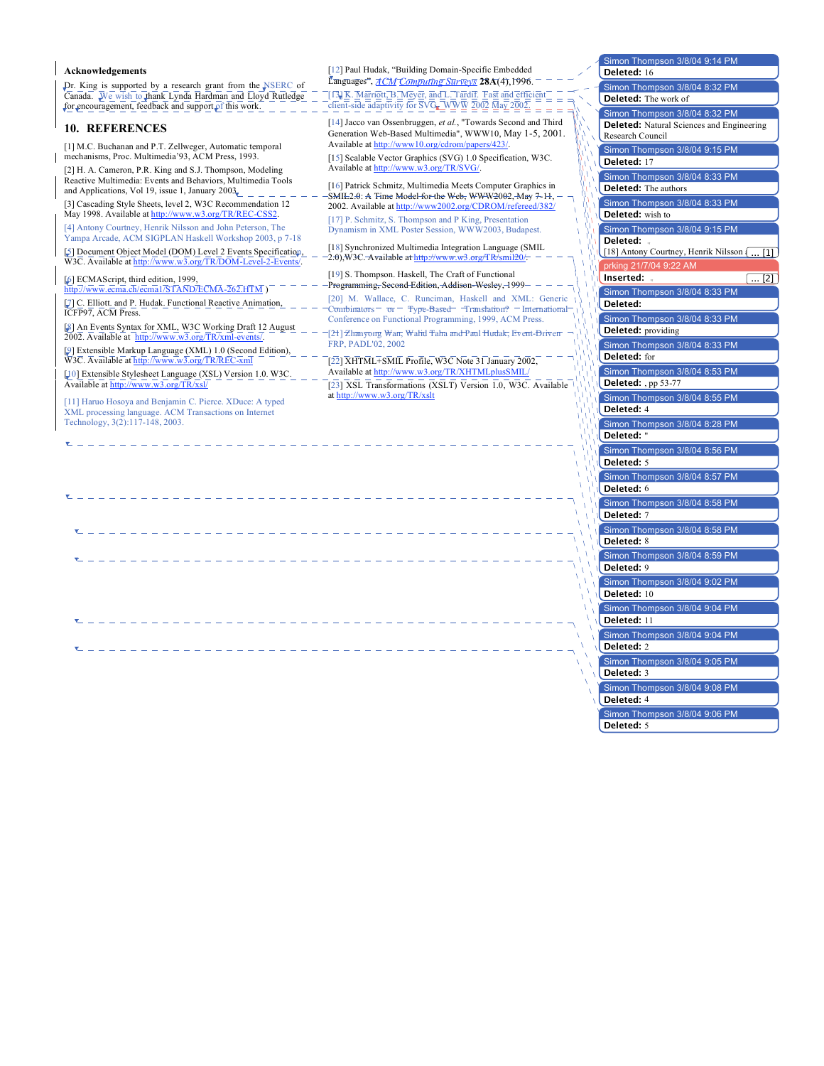### Acknowledgements

Dr. King is supported by a research grant from the NSERC of Canada. We wish to thank Lynda Hardman and Lloyd Rutledge for encouragement, feedback and support of this work.

## 10. REFERENCES

[1] M.C. Buchanan and P.T. Zellweger, Automatic temporal mechanisms, Proc. Multimedia'93, ACM Press, 1993.

[2] H. A. Cameron, P.R. King and S.J. Thompson, Modeling Reactive Multimedia: Events and Behaviors, Multimedia Tools and Applications, Vol 19, issue 1, January 2003.

[3] Cascading Style Sheets, level 2, W3C Recommendation 12 May 1998. Available at http://www.w3.org/TR/REC-CSS2.

[4] Antony Courtney, Henrik Nilsson and John Peterson, The Yampa Arcade, ACM SIGPLAN Haskell Workshop 2003, p 7-18

[5] Document Object Model (DOM) Level 2 Events Specification, W3C. Available at http://www.w3.org/TR/DOM-Level-2-Events/.

[6] ECMAScript, third edition, 1999, http://www.ecma.ch/ecma1/STAND/ECMA-262.HTM )

[7] C. Elliott, and P. Hudak. Functional Reactive Animation, ICFP97, ACM Press.

[8] An Events Syntax for XML, W3C Working Draft 12 August 2002. Available at http://www.w3.org/TR/xml-events/.

[9] Extensible Markup Language (XML) 1.0 (Second Edition), W3C. Available at http://www.w3.org/TR/REC-xml

[10] Extensible Stylesheet Language (XSL) Version 1.0. W3C. Available at http://www.w3.org/TR/xsl/

[11] Haruo Hosoya and Benjamin C. Pierce. XDuce: A typed XML processing language. ACM Transactions on Internet Technology, 3(2):117-148, 2003.

[12] Paul Hudak, "Building Domain-Specific Embedded Languages", *ACM Computing Surveys* **28A**(4),1996.

[13] K. Marriott, B. Meyer, and L. Tardif. Fast and efficient client-side adaptivity for SVG, WWW 2002 May 2002.

[14] Jacco van Ossenbruggen, *et al.*, "Towards Second and Third Generation Web-Based Multimedia", WWW10, May 1-5, 2001. Available at http://www10.org/cdrom/papers/423/.

[15] Scalable Vector Graphics (SVG) 1.0 Specification, W3C. Available at http://www.w3.org/TR/SVG/.

[16] Patrick Schmitz, Multimedia Meets Computer Graphics in SMIL2.0: A Time Model for the Web, WWW2002, May 7-11, 2002. Available at http://www2002.org/CDROM/refereed/382/

[17] P. Schmitz, S. Thompson and P King, Presentation Dynamism in XML Poster Session, WWW2003, Budapest.

[18] Synchronized Multimedia Integration Language (SMIL 2.0),W3C. Available at http://www.w3.org/TR/smil20/.

[19] S. Thompson. Haskell, The Craft of Functional Programming, Second Edition, Addison-Wesley, 1999

[20] M. Wallace, C. Runciman, Haskell and XML: Generic Combinators or Type-Based Translation? International Conference on Functional Programming, 1999, ACM Press.

[21] Zhanyong Wan, Walid Taha and Paul Hudak, Event-Driven FRP, PADL'02, 2002

[22] XHTML+SMIL Profile, W3C Note 31 January 2002, Available at http://www.w3.org/TR/XHTMLplusSMIL/

[23] XSL Transformations (XSLT) Version 1.0, W3C. Available at http://www.w3.org/TR/xslt